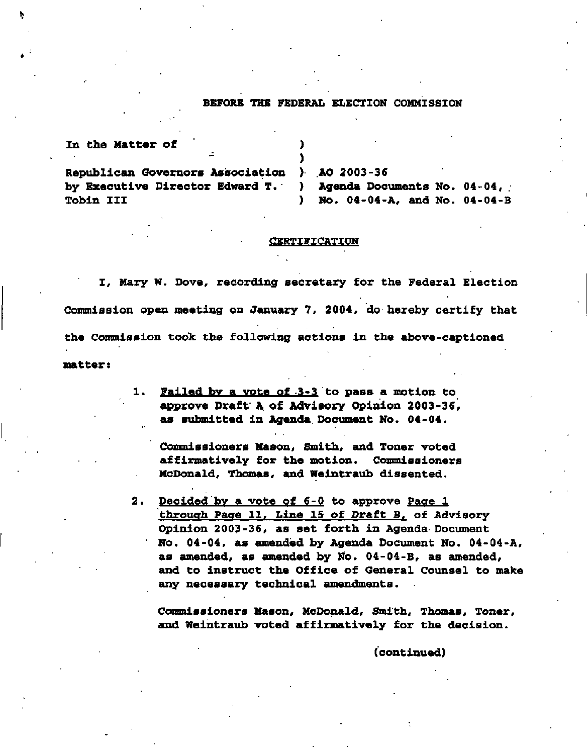## BEFORE THE FEDERAL ELECTION COMMISSION

| | |
|---|---|
| In the Matter of | |
| | |
| Republican Governors Association by Executive Director Edward T. Tobin III | AO 2003-36<br>Agenda Documents No. 04-04, No. 04-04-A, and No. 04-04-B |

### CERTIFICATION

I, Mary W. Dove, recording secretary for the Federal Election Commission open meeting on January 7, 2004, do hereby certify that the Commission took the following actions in the above-captioned matter:

1. Failed by a vote of 3-3 to pass a motion to approve Draft A of Advisory Opinion 2003-36, as submitted in Agenda Document No. 04-04.

   Commissioners Mason, Smith, and Toner voted affirmatively for the motion. Commissioners McDonald, Thomas, and Weintraub dissented.

2. Decided by a vote of 6-0 to approve Page 1 through Page 11, Line 15 of Draft B, of Advisory Opinion 2003-36, as set forth in Agenda Document No. 04-04, as amended by Agenda Document No. 04-04-A, as amended, as amended by No. 04-04-B, as amended, and to instruct the Office of General Counsel to make any necessary technical amendments.

   Commissioners Mason, McDonald, Smith, Thomas, Toner, and Weintraub voted affirmatively for the decision.

(continued)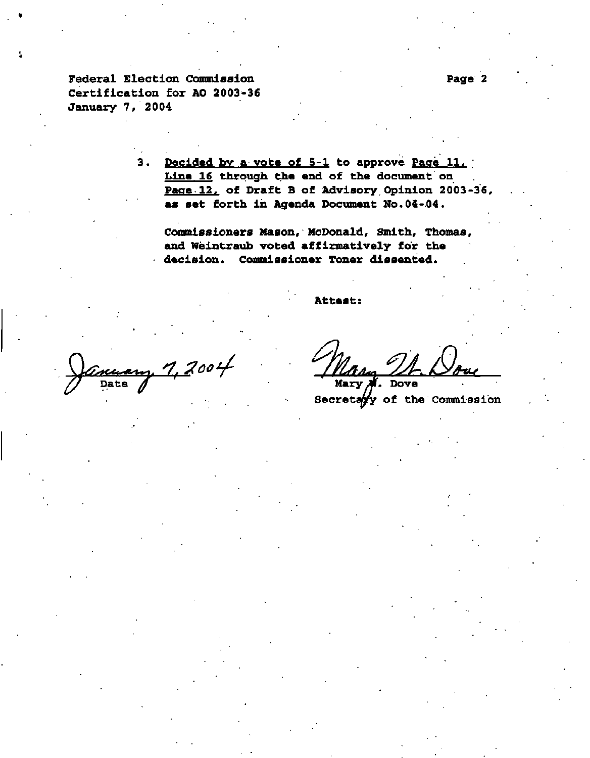Federal Election Commission
Certification for AO 2003-36
January 7, 2004

3. Decided by a vote of 5-1 to approve Page 11, Line 16 through the end of the document on Page 12, of Draft B of Advisory Opinion 2003-36, as set forth in Agenda Document No.04-04.

Commissioners Mason, McDonald, Smith, Thomas, and Weintraub voted affirmatively for the decision. Commissioner Toner dissented.

Attest:

January 7, 2004
Date

Mary W. Dove
Mary W. Dove
Secretary of the Commission